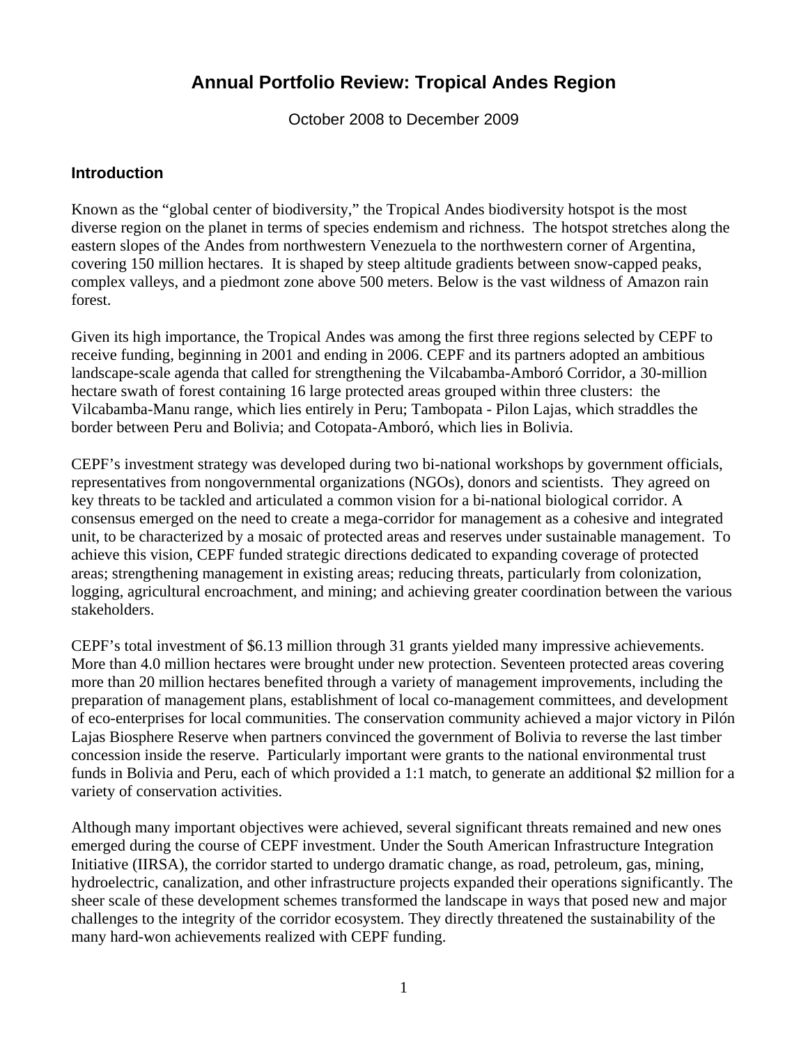# Annual Portfolio Review: Tropical Andes Region

October 2008 to December 2009

## Introduction

Known as the "global center of biodiversity," the Tropical Andes biodiversity hotspot is the most diverse region on the planet in terms of species endemism and richness. The hotspot stretches along the eastern slopes of the Andes from northwestern Venezuela to the northwestern corner of Argentina, covering 150 million hectares. It is shaped by steep altitude gradients between snow-capped peaks, complex valleys, and a piedmont zone above 500 meters. Below is the vast wildness of Amazon rain forest.

Given its high importance, the Tropical Andes was among the first three regions selected by CEPF to receive funding, beginning in 2001 and ending in 2006. CEPF and its partners adopted an ambitious landscape-scale agenda that called for strengthening the Vilcabamba-Amboró Corridor, a 30-million hectare swath of forest containing 16 large protected areas grouped within three clusters: the Vilcabamba-Manu range, which lies entirely in Peru; Tambopata - Pilon Lajas, which straddles the border between Peru and Bolivia; and Cotopata-Amboró, which lies in Bolivia.

CEPF's investment strategy was developed during two bi-national workshops by government officials, representatives from nongovernmental organizations (NGOs), donors and scientists. They agreed on key threats to be tackled and articulated a common vision for a bi-national biological corridor. A consensus emerged on the need to create a mega-corridor for management as a cohesive and integrated unit, to be characterized by a mosaic of protected areas and reserves under sustainable management. To achieve this vision, CEPF funded strategic directions dedicated to expanding coverage of protected areas; strengthening management in existing areas; reducing threats, particularly from colonization, logging, agricultural encroachment, and mining; and achieving greater coordination between the various stakeholders.

CEPF's total investment of $6.13 million through 31 grants yielded many impressive achievements. More than 4.0 million hectares were brought under new protection. Seventeen protected areas covering more than 20 million hectares benefited through a variety of management improvements, including the preparation of management plans, establishment of local co-management committees, and development of eco-enterprises for local communities. The conservation community achieved a major victory in Pilón Lajas Biosphere Reserve when partners convinced the government of Bolivia to reverse the last timber concession inside the reserve. Particularly important were grants to the national environmental trust funds in Bolivia and Peru, each of which provided a 1:1 match, to generate an additional $2 million for a variety of conservation activities.

Although many important objectives were achieved, several significant threats remained and new ones emerged during the course of CEPF investment. Under the South American Infrastructure Integration Initiative (IIRSA), the corridor started to undergo dramatic change, as road, petroleum, gas, mining, hydroelectric, canalization, and other infrastructure projects expanded their operations significantly. The sheer scale of these development schemes transformed the landscape in ways that posed new and major challenges to the integrity of the corridor ecosystem. They directly threatened the sustainability of the many hard-won achievements realized with CEPF funding.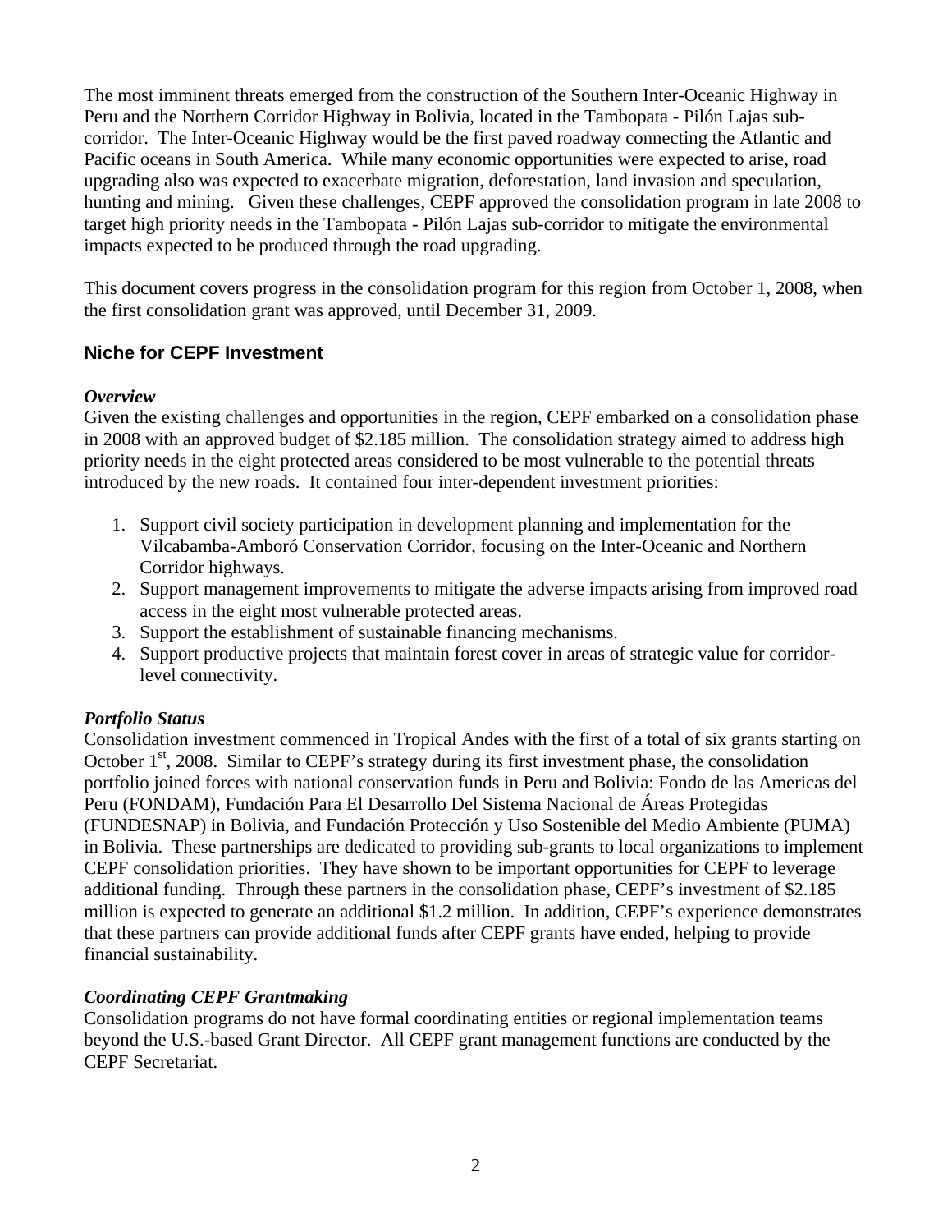The most imminent threats emerged from the construction of the Southern Inter-Oceanic Highway in Peru and the Northern Corridor Highway in Bolivia, located in the Tambopata - Pilón Lajas sub-corridor. The Inter-Oceanic Highway would be the first paved roadway connecting the Atlantic and Pacific oceans in South America. While many economic opportunities were expected to arise, road upgrading also was expected to exacerbate migration, deforestation, land invasion and speculation, hunting and mining. Given these challenges, CEPF approved the consolidation program in late 2008 to target high priority needs in the Tambopata - Pilón Lajas sub-corridor to mitigate the environmental impacts expected to be produced through the road upgrading.

This document covers progress in the consolidation program for this region from October 1, 2008, when the first consolidation grant was approved, until December 31, 2009.

## Niche for CEPF Investment

### *Overview*

Given the existing challenges and opportunities in the region, CEPF embarked on a consolidation phase in 2008 with an approved budget of $2.185 million. The consolidation strategy aimed to address high priority needs in the eight protected areas considered to be most vulnerable to the potential threats introduced by the new roads. It contained four inter-dependent investment priorities:

1. Support civil society participation in development planning and implementation for the Vilcabamba-Amboró Conservation Corridor, focusing on the Inter-Oceanic and Northern Corridor highways.
2. Support management improvements to mitigate the adverse impacts arising from improved road access in the eight most vulnerable protected areas.
3. Support the establishment of sustainable financing mechanisms.
4. Support productive projects that maintain forest cover in areas of strategic value for corridor-level connectivity.

### *Portfolio Status*

Consolidation investment commenced in Tropical Andes with the first of a total of six grants starting on October 1st, 2008. Similar to CEPF's strategy during its first investment phase, the consolidation portfolio joined forces with national conservation funds in Peru and Bolivia: Fondo de las Americas del Peru (FONDAM), Fundación Para El Desarrollo Del Sistema Nacional de Áreas Protegidas (FUNDESNAP) in Bolivia, and Fundación Protección y Uso Sostenible del Medio Ambiente (PUMA) in Bolivia. These partnerships are dedicated to providing sub-grants to local organizations to implement CEPF consolidation priorities. They have shown to be important opportunities for CEPF to leverage additional funding. Through these partners in the consolidation phase, CEPF's investment of $2.185 million is expected to generate an additional $1.2 million. In addition, CEPF's experience demonstrates that these partners can provide additional funds after CEPF grants have ended, helping to provide financial sustainability.

### *Coordinating CEPF Grantmaking*

Consolidation programs do not have formal coordinating entities or regional implementation teams beyond the U.S.-based Grant Director. All CEPF grant management functions are conducted by the CEPF Secretariat.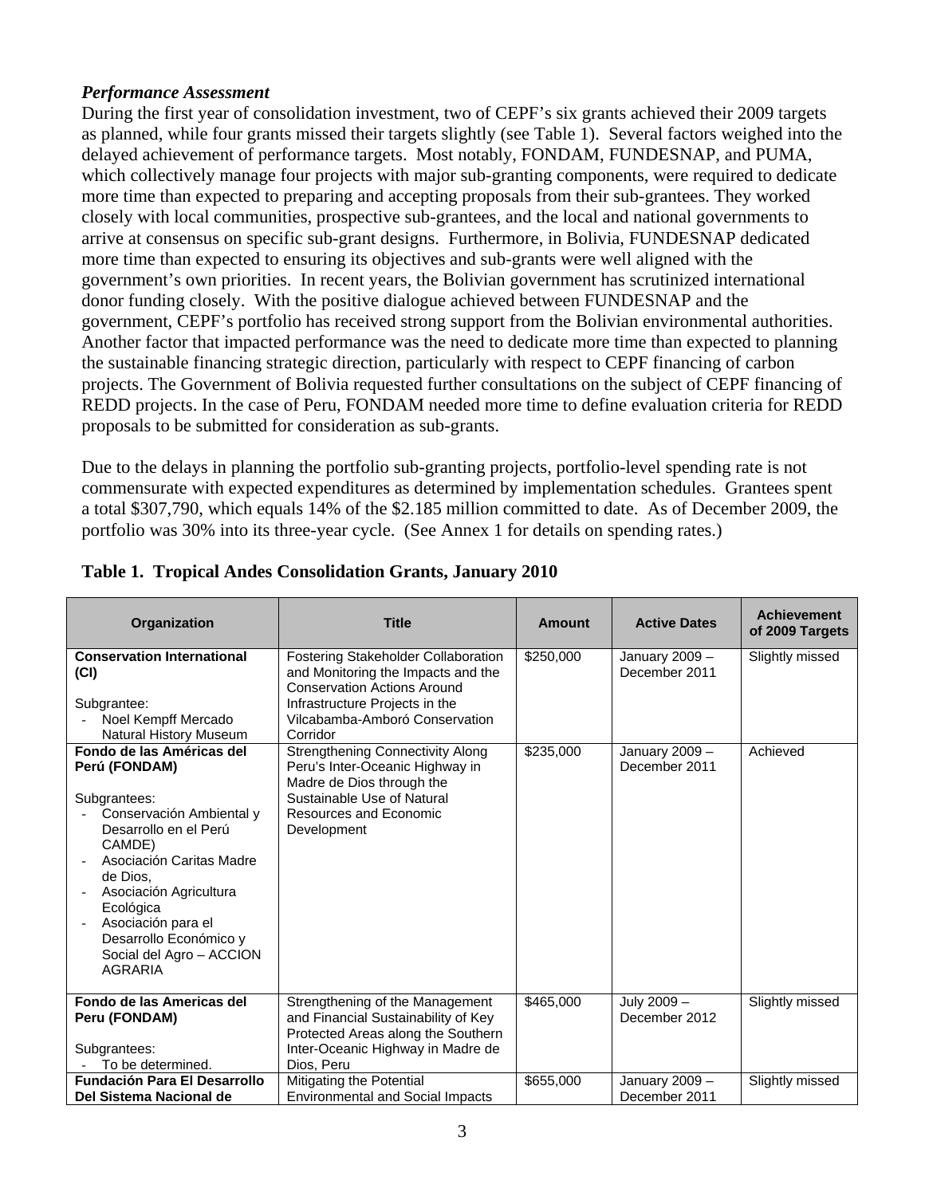***Performance Assessment***

During the first year of consolidation investment, two of CEPF's six grants achieved their 2009 targets as planned, while four grants missed their targets slightly (see Table 1). Several factors weighed into the delayed achievement of performance targets. Most notably, FONDAM, FUNDESNAP, and PUMA, which collectively manage four projects with major sub-granting components, were required to dedicate more time than expected to preparing and accepting proposals from their sub-grantees. They worked closely with local communities, prospective sub-grantees, and the local and national governments to arrive at consensus on specific sub-grant designs. Furthermore, in Bolivia, FUNDESNAP dedicated more time than expected to ensuring its objectives and sub-grants were well aligned with the government's own priorities. In recent years, the Bolivian government has scrutinized international donor funding closely. With the positive dialogue achieved between FUNDESNAP and the government, CEPF's portfolio has received strong support from the Bolivian environmental authorities. Another factor that impacted performance was the need to dedicate more time than expected to planning the sustainable financing strategic direction, particularly with respect to CEPF financing of carbon projects. The Government of Bolivia requested further consultations on the subject of CEPF financing of REDD projects. In the case of Peru, FONDAM needed more time to define evaluation criteria for REDD proposals to be submitted for consideration as sub-grants.

Due to the delays in planning the portfolio sub-granting projects, portfolio-level spending rate is not commensurate with expected expenditures as determined by implementation schedules. Grantees spent a total $307,790, which equals 14% of the $2.185 million committed to date. As of December 2009, the portfolio was 30% into its three-year cycle. (See Annex 1 for details on spending rates.)

**Table 1. Tropical Andes Consolidation Grants, January 2010**

| Organization | Title | Amount | Active Dates | Achievement of 2009 Targets |
|---|---|---|---|---|
| **Conservation International (CI)**<br><br>Subgrantee:<br>- Noel Kempff Mercado Natural History Museum | Fostering Stakeholder Collaboration and Monitoring the Impacts and the Conservation Actions Around Infrastructure Projects in the Vilcabamba-Amboró Conservation Corridor | $250,000 | January 2009 – December 2011 | Slightly missed |
| **Fondo de las Américas del Perú (FONDAM)**<br><br>Subgrantees:<br>- Conservación Ambiental y Desarrollo en el Perú CAMDE)<br>- Asociación Caritas Madre de Dios,<br>- Asociación Agricultura Ecológica<br>- Asociación para el Desarrollo Económico y Social del Agro – ACCION AGRARIA | Strengthening Connectivity Along Peru's Inter-Oceanic Highway in Madre de Dios through the Sustainable Use of Natural Resources and Economic Development | $235,000 | January 2009 – December 2011 | Achieved |
| **Fondo de las Americas del Peru (FONDAM)**<br><br>Subgrantees:<br>- To be determined. | Strengthening of the Management and Financial Sustainability of Key Protected Areas along the Southern Inter-Oceanic Highway in Madre de Dios, Peru | $465,000 | July 2009 – December 2012 | Slightly missed |
| **Fundación Para El Desarrollo Del Sistema Nacional de** | Mitigating the Potential Environmental and Social Impacts | $655,000 | January 2009 – December 2011 | Slightly missed |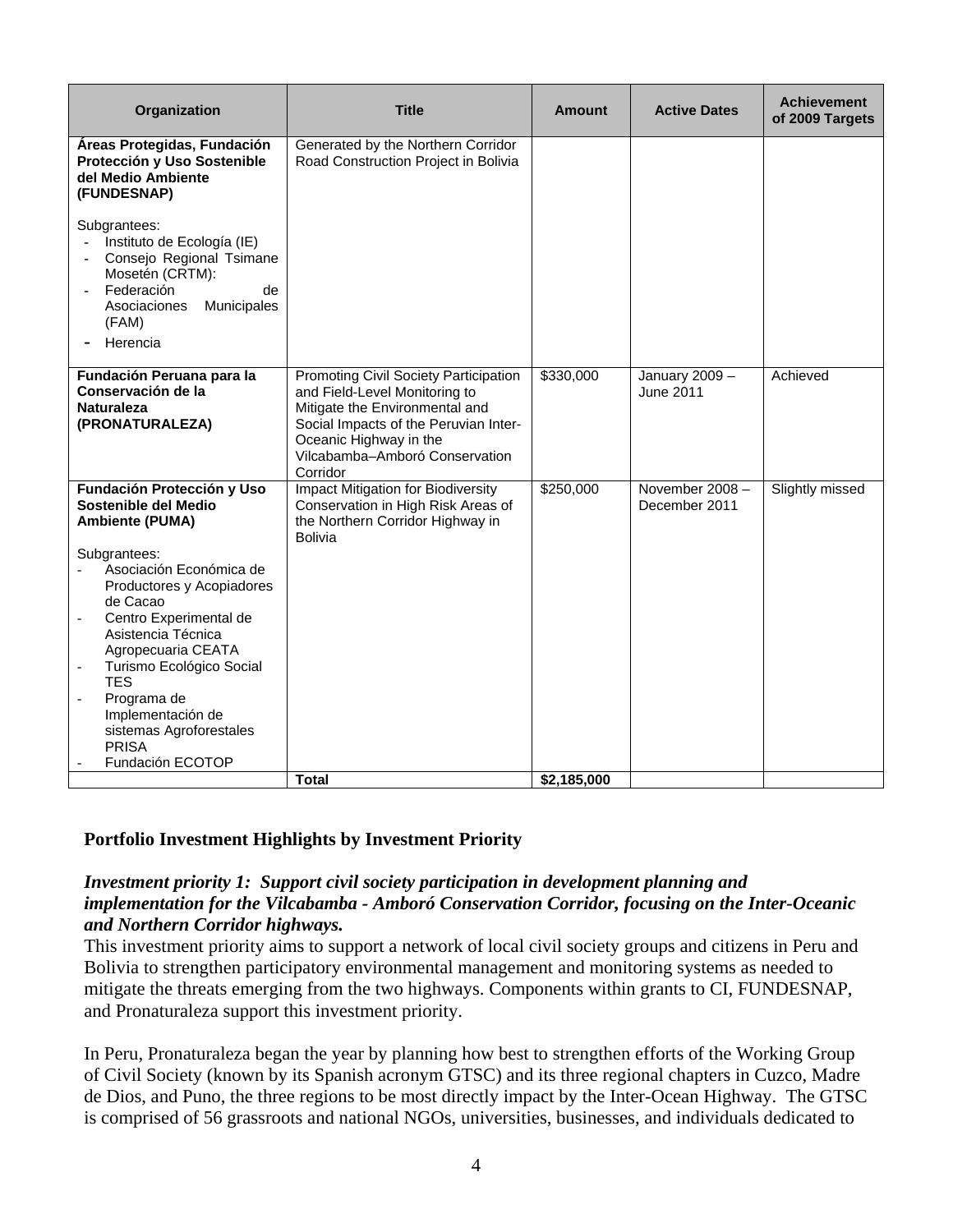| Organization | Title | Amount | Active Dates | Achievement of 2009 Targets |
|---|---|---|---|---|
| **Áreas Protegidas, Fundación Protección y Uso Sostenible del Medio Ambiente (FUNDESNAP)**<br><br>Subgrantees:<br>- Instituto de Ecología (IE)<br>- Consejo Regional Tsimane Mosetén (CRTM):<br>- Federación de Asociaciones Municipales (FAM)<br>- Herencia | Generated by the Northern Corridor Road Construction Project in Bolivia | | | |
| **Fundación Peruana para la Conservación de la Naturaleza (PRONATURALEZA)** | Promoting Civil Society Participation and Field-Level Monitoring to Mitigate the Environmental and Social Impacts of the Peruvian Inter-Oceanic Highway in the Vilcabamba–Amboró Conservation Corridor | $330,000 | January 2009 – June 2011 | Achieved |
| **Fundación Protección y Uso Sostenible del Medio Ambiente (PUMA)**<br><br>Subgrantees:<br>- Asociación Económica de Productores y Acopiadores de Cacao<br>- Centro Experimental de Asistencia Técnica Agropecuaria CEATA<br>- Turismo Ecológico Social TES<br>- Programa de Implementación de sistemas Agroforestales PRISA<br>- Fundación ECOTOP | Impact Mitigation for Biodiversity Conservation in High Risk Areas of the Northern Corridor Highway in Bolivia | $250,000 | November 2008 – December 2011 | Slightly missed |
| | **Total** | **$2,185,000** | | |

## Portfolio Investment Highlights by Investment Priority

***Investment priority 1: Support civil society participation in development planning and implementation for the Vilcabamba - Amboró Conservation Corridor, focusing on the Inter-Oceanic and Northern Corridor highways.***

This investment priority aims to support a network of local civil society groups and citizens in Peru and Bolivia to strengthen participatory environmental management and monitoring systems as needed to mitigate the threats emerging from the two highways. Components within grants to CI, FUNDESNAP, and Pronaturaleza support this investment priority.

In Peru, Pronaturaleza began the year by planning how best to strengthen efforts of the Working Group of Civil Society (known by its Spanish acronym GTSC) and its three regional chapters in Cuzco, Madre de Dios, and Puno, the three regions to be most directly impact by the Inter-Ocean Highway. The GTSC is comprised of 56 grassroots and national NGOs, universities, businesses, and individuals dedicated to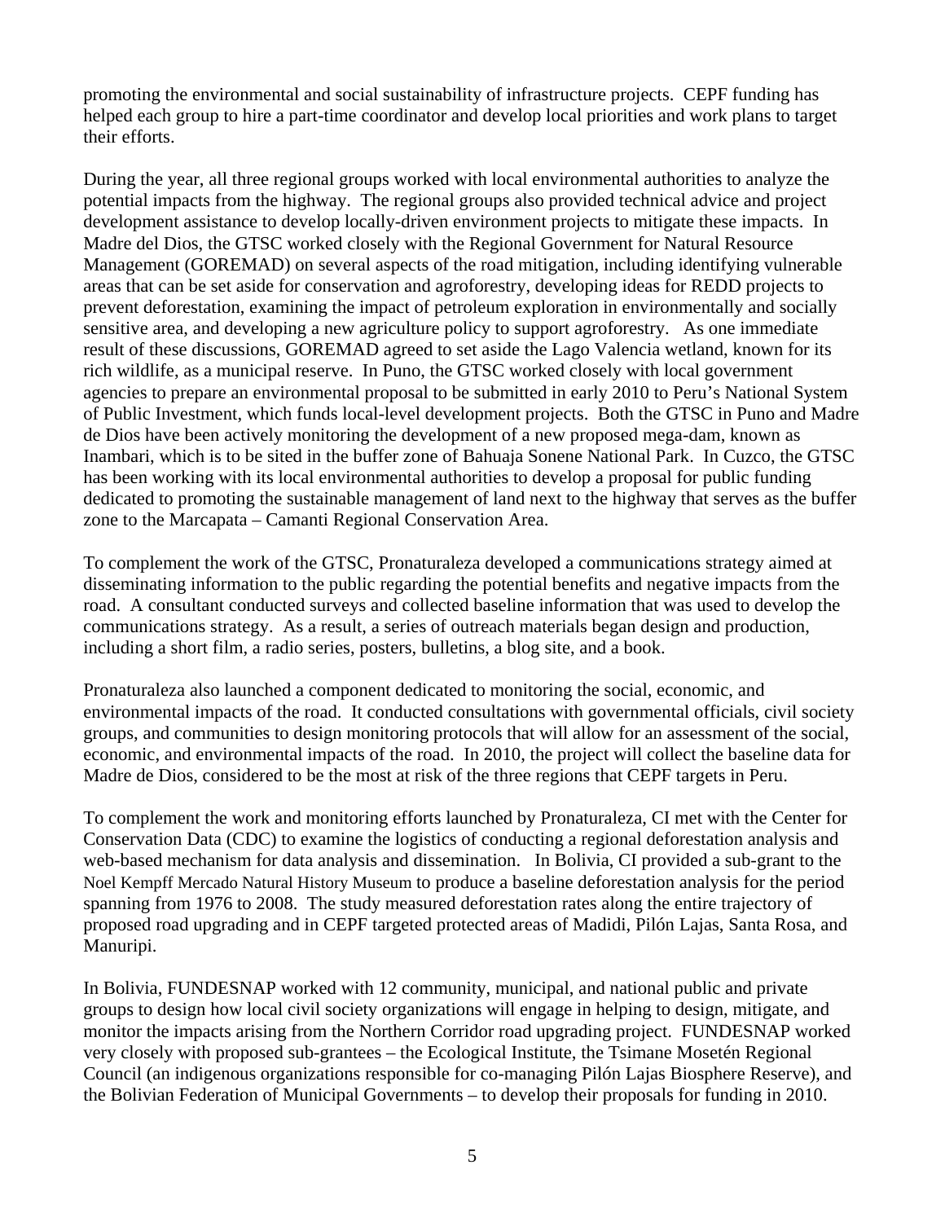promoting the environmental and social sustainability of infrastructure projects. CEPF funding has helped each group to hire a part-time coordinator and develop local priorities and work plans to target their efforts.

During the year, all three regional groups worked with local environmental authorities to analyze the potential impacts from the highway. The regional groups also provided technical advice and project development assistance to develop locally-driven environment projects to mitigate these impacts. In Madre del Dios, the GTSC worked closely with the Regional Government for Natural Resource Management (GOREMAD) on several aspects of the road mitigation, including identifying vulnerable areas that can be set aside for conservation and agroforestry, developing ideas for REDD projects to prevent deforestation, examining the impact of petroleum exploration in environmentally and socially sensitive area, and developing a new agriculture policy to support agroforestry. As one immediate result of these discussions, GOREMAD agreed to set aside the Lago Valencia wetland, known for its rich wildlife, as a municipal reserve. In Puno, the GTSC worked closely with local government agencies to prepare an environmental proposal to be submitted in early 2010 to Peru's National System of Public Investment, which funds local-level development projects. Both the GTSC in Puno and Madre de Dios have been actively monitoring the development of a new proposed mega-dam, known as Inambari, which is to be sited in the buffer zone of Bahuaja Sonene National Park. In Cuzco, the GTSC has been working with its local environmental authorities to develop a proposal for public funding dedicated to promoting the sustainable management of land next to the highway that serves as the buffer zone to the Marcapata – Camanti Regional Conservation Area.

To complement the work of the GTSC, Pronaturaleza developed a communications strategy aimed at disseminating information to the public regarding the potential benefits and negative impacts from the road. A consultant conducted surveys and collected baseline information that was used to develop the communications strategy. As a result, a series of outreach materials began design and production, including a short film, a radio series, posters, bulletins, a blog site, and a book.

Pronaturaleza also launched a component dedicated to monitoring the social, economic, and environmental impacts of the road. It conducted consultations with governmental officials, civil society groups, and communities to design monitoring protocols that will allow for an assessment of the social, economic, and environmental impacts of the road. In 2010, the project will collect the baseline data for Madre de Dios, considered to be the most at risk of the three regions that CEPF targets in Peru.

To complement the work and monitoring efforts launched by Pronaturaleza, CI met with the Center for Conservation Data (CDC) to examine the logistics of conducting a regional deforestation analysis and web-based mechanism for data analysis and dissemination. In Bolivia, CI provided a sub-grant to the Noel Kempff Mercado Natural History Museum to produce a baseline deforestation analysis for the period spanning from 1976 to 2008. The study measured deforestation rates along the entire trajectory of proposed road upgrading and in CEPF targeted protected areas of Madidi, Pilón Lajas, Santa Rosa, and Manuripi.

In Bolivia, FUNDESNAP worked with 12 community, municipal, and national public and private groups to design how local civil society organizations will engage in helping to design, mitigate, and monitor the impacts arising from the Northern Corridor road upgrading project. FUNDESNAP worked very closely with proposed sub-grantees – the Ecological Institute, the Tsimane Mosetén Regional Council (an indigenous organizations responsible for co-managing Pilón Lajas Biosphere Reserve), and the Bolivian Federation of Municipal Governments – to develop their proposals for funding in 2010.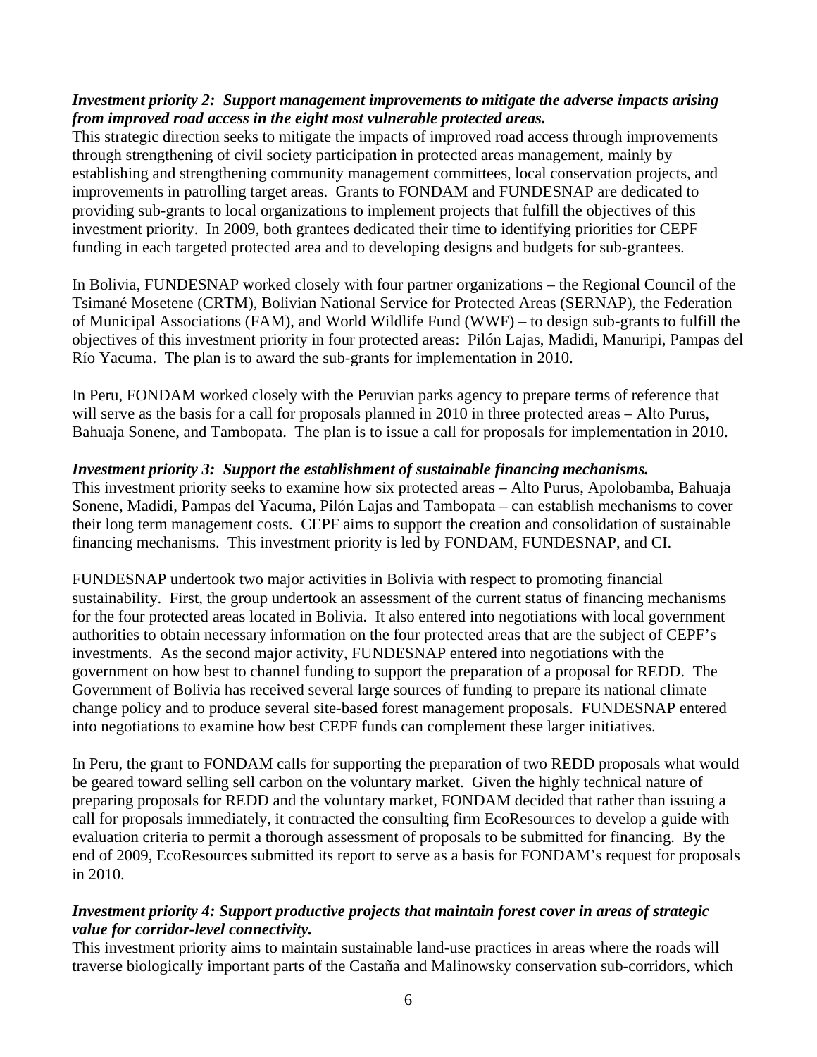***Investment priority 2: Support management improvements to mitigate the adverse impacts arising from improved road access in the eight most vulnerable protected areas.***
This strategic direction seeks to mitigate the impacts of improved road access through improvements through strengthening of civil society participation in protected areas management, mainly by establishing and strengthening community management committees, local conservation projects, and improvements in patrolling target areas. Grants to FONDAM and FUNDESNAP are dedicated to providing sub-grants to local organizations to implement projects that fulfill the objectives of this investment priority. In 2009, both grantees dedicated their time to identifying priorities for CEPF funding in each targeted protected area and to developing designs and budgets for sub-grantees.

In Bolivia, FUNDESNAP worked closely with four partner organizations – the Regional Council of the Tsimané Mosetene (CRTM), Bolivian National Service for Protected Areas (SERNAP), the Federation of Municipal Associations (FAM), and World Wildlife Fund (WWF) – to design sub-grants to fulfill the objectives of this investment priority in four protected areas: Pilón Lajas, Madidi, Manuripi, Pampas del Río Yacuma. The plan is to award the sub-grants for implementation in 2010.

In Peru, FONDAM worked closely with the Peruvian parks agency to prepare terms of reference that will serve as the basis for a call for proposals planned in 2010 in three protected areas – Alto Purus, Bahuaja Sonene, and Tambopata. The plan is to issue a call for proposals for implementation in 2010.

***Investment priority 3: Support the establishment of sustainable financing mechanisms.***
This investment priority seeks to examine how six protected areas – Alto Purus, Apolobamba, Bahuaja Sonene, Madidi, Pampas del Yacuma, Pilón Lajas and Tambopata – can establish mechanisms to cover their long term management costs. CEPF aims to support the creation and consolidation of sustainable financing mechanisms. This investment priority is led by FONDAM, FUNDESNAP, and CI.

FUNDESNAP undertook two major activities in Bolivia with respect to promoting financial sustainability. First, the group undertook an assessment of the current status of financing mechanisms for the four protected areas located in Bolivia. It also entered into negotiations with local government authorities to obtain necessary information on the four protected areas that are the subject of CEPF's investments. As the second major activity, FUNDESNAP entered into negotiations with the government on how best to channel funding to support the preparation of a proposal for REDD. The Government of Bolivia has received several large sources of funding to prepare its national climate change policy and to produce several site-based forest management proposals. FUNDESNAP entered into negotiations to examine how best CEPF funds can complement these larger initiatives.

In Peru, the grant to FONDAM calls for supporting the preparation of two REDD proposals what would be geared toward selling sell carbon on the voluntary market. Given the highly technical nature of preparing proposals for REDD and the voluntary market, FONDAM decided that rather than issuing a call for proposals immediately, it contracted the consulting firm EcoResources to develop a guide with evaluation criteria to permit a thorough assessment of proposals to be submitted for financing. By the end of 2009, EcoResources submitted its report to serve as a basis for FONDAM's request for proposals in 2010.

***Investment priority 4: Support productive projects that maintain forest cover in areas of strategic value for corridor-level connectivity.***
This investment priority aims to maintain sustainable land-use practices in areas where the roads will traverse biologically important parts of the Castaña and Malinowsky conservation sub-corridors, which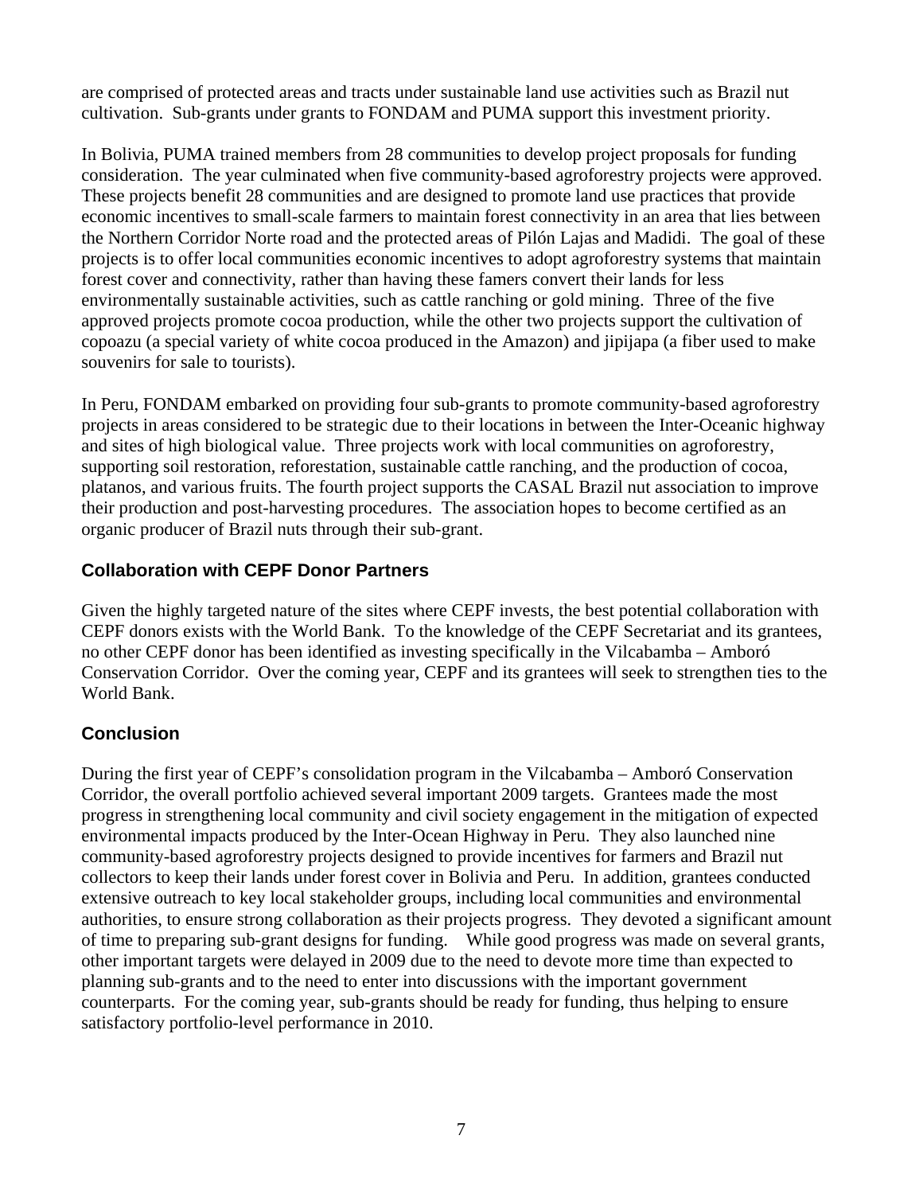are comprised of protected areas and tracts under sustainable land use activities such as Brazil nut cultivation. Sub-grants under grants to FONDAM and PUMA support this investment priority.

In Bolivia, PUMA trained members from 28 communities to develop project proposals for funding consideration. The year culminated when five community-based agroforestry projects were approved. These projects benefit 28 communities and are designed to promote land use practices that provide economic incentives to small-scale farmers to maintain forest connectivity in an area that lies between the Northern Corridor Norte road and the protected areas of Pilón Lajas and Madidi. The goal of these projects is to offer local communities economic incentives to adopt agroforestry systems that maintain forest cover and connectivity, rather than having these famers convert their lands for less environmentally sustainable activities, such as cattle ranching or gold mining. Three of the five approved projects promote cocoa production, while the other two projects support the cultivation of copoazu (a special variety of white cocoa produced in the Amazon) and jipijapa (a fiber used to make souvenirs for sale to tourists).

In Peru, FONDAM embarked on providing four sub-grants to promote community-based agroforestry projects in areas considered to be strategic due to their locations in between the Inter-Oceanic highway and sites of high biological value. Three projects work with local communities on agroforestry, supporting soil restoration, reforestation, sustainable cattle ranching, and the production of cocoa, platanos, and various fruits. The fourth project supports the CASAL Brazil nut association to improve their production and post-harvesting procedures. The association hopes to become certified as an organic producer of Brazil nuts through their sub-grant.

## Collaboration with CEPF Donor Partners

Given the highly targeted nature of the sites where CEPF invests, the best potential collaboration with CEPF donors exists with the World Bank. To the knowledge of the CEPF Secretariat and its grantees, no other CEPF donor has been identified as investing specifically in the Vilcabamba – Amboró Conservation Corridor. Over the coming year, CEPF and its grantees will seek to strengthen ties to the World Bank.

## Conclusion

During the first year of CEPF's consolidation program in the Vilcabamba – Amboró Conservation Corridor, the overall portfolio achieved several important 2009 targets. Grantees made the most progress in strengthening local community and civil society engagement in the mitigation of expected environmental impacts produced by the Inter-Ocean Highway in Peru. They also launched nine community-based agroforestry projects designed to provide incentives for farmers and Brazil nut collectors to keep their lands under forest cover in Bolivia and Peru. In addition, grantees conducted extensive outreach to key local stakeholder groups, including local communities and environmental authorities, to ensure strong collaboration as their projects progress. They devoted a significant amount of time to preparing sub-grant designs for funding. While good progress was made on several grants, other important targets were delayed in 2009 due to the need to devote more time than expected to planning sub-grants and to the need to enter into discussions with the important government counterparts. For the coming year, sub-grants should be ready for funding, thus helping to ensure satisfactory portfolio-level performance in 2010.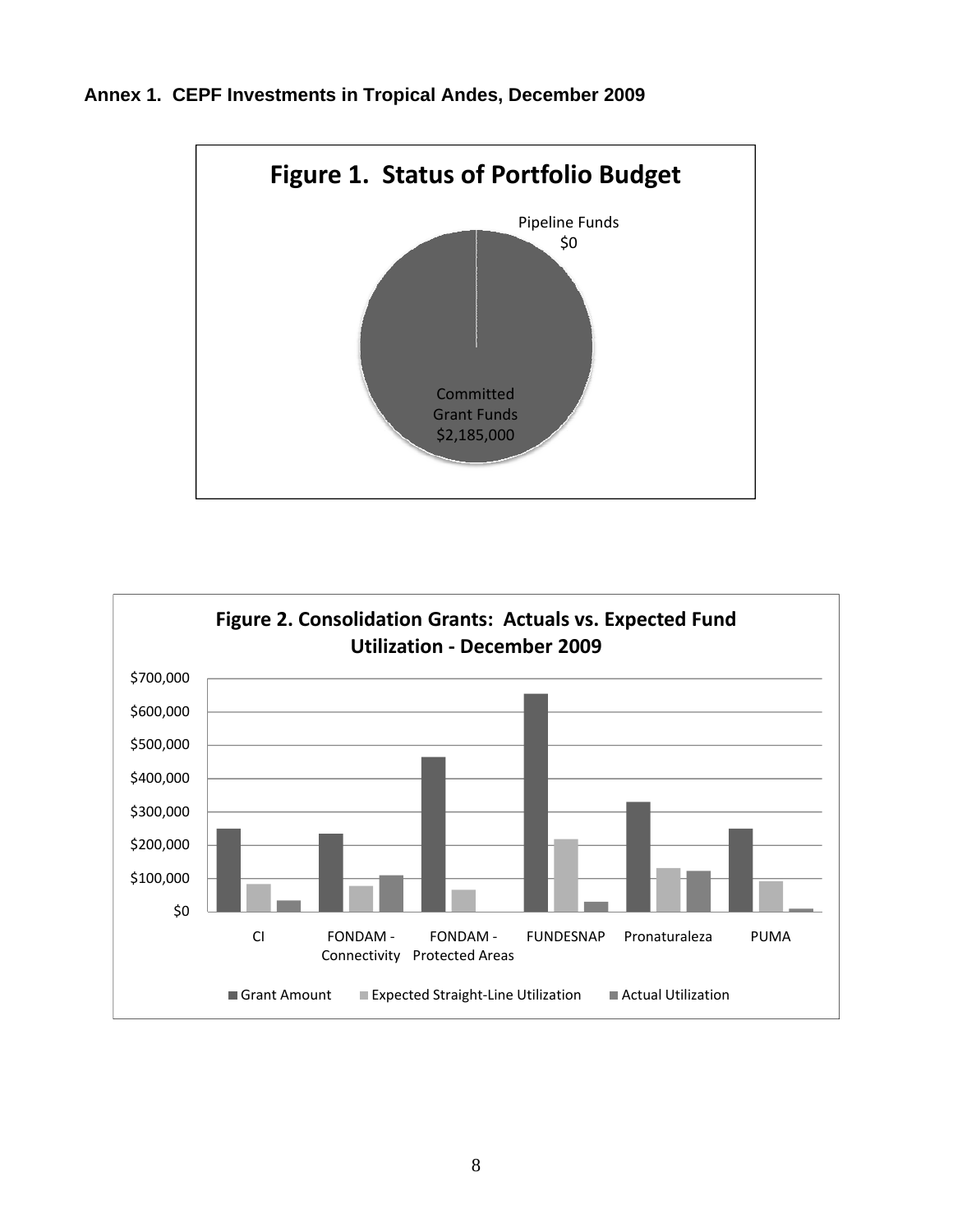**Annex 1. CEPF Investments in Tropical Andes, December 2009**

**Figure 1. Status of Portfolio Budget**

Pipeline Funds
$0

Committed
Grant Funds
$2,185,000

**Figure 2. Consolidation Grants: Actuals vs. Expected Fund Utilization - December 2009**

$700,000
$600,000
$500,000
$400,000
$300,000
$200,000
$100,000
$0

CI | FONDAM - Connectivity | FONDAM - Protected Areas | FUNDESNAP | Pronaturaleza | PUMA

■ Grant Amount ■ Expected Straight-Line Utilization ■ Actual Utilization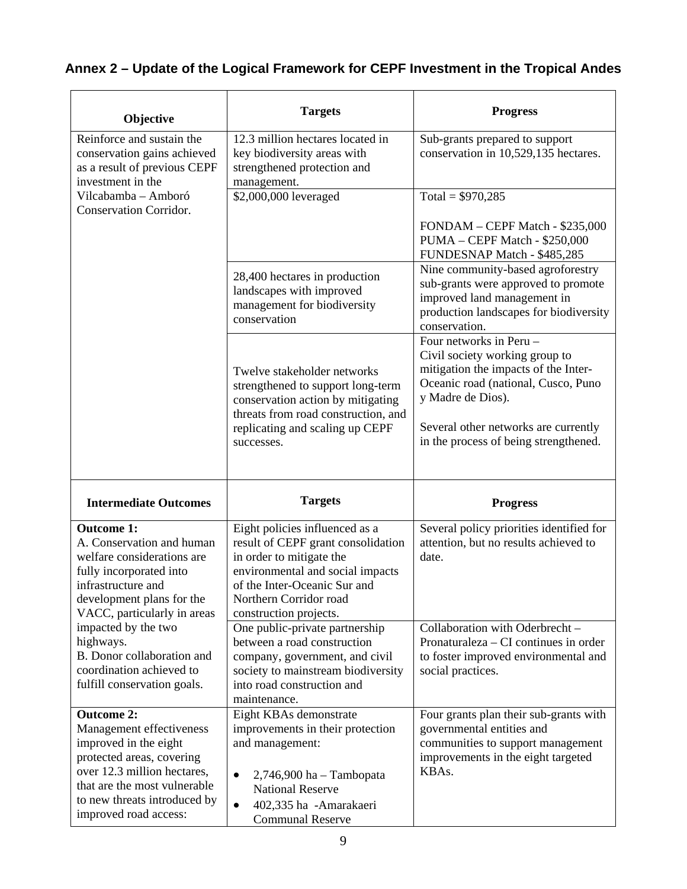## Annex 2 – Update of the Logical Framework for CEPF Investment in the Tropical Andes

| Objective | Targets | Progress |
|---|---|---|
| Reinforce and sustain the conservation gains achieved as a result of previous CEPF investment in the Vilcabamba – Amboró Conservation Corridor. | 12.3 million hectares located in key biodiversity areas with strengthened protection and management. | Sub-grants prepared to support conservation in 10,529,135 hectares. |
| | $2,000,000 leveraged | Total = $970,285<br><br>FONDAM – CEPF Match - $235,000<br>PUMA – CEPF Match - $250,000<br>FUNDESNAP Match - $485,285 |
| | 28,400 hectares in production landscapes with improved management for biodiversity conservation | Nine community-based agroforestry sub-grants were approved to promote improved land management in production landscapes for biodiversity conservation. |
| | Twelve stakeholder networks strengthened to support long-term conservation action by mitigating threats from road construction, and replicating and scaling up CEPF successes. | Four networks in Peru –<br>Civil society working group to mitigation the impacts of the Inter-Oceanic road (national, Cusco, Puno y Madre de Dios).<br><br>Several other networks are currently in the process of being strengthened. |

| Intermediate Outcomes | Targets | Progress |
|---|---|---|
| **Outcome 1:**<br>A. Conservation and human welfare considerations are fully incorporated into infrastructure and development plans for the VACC, particularly in areas impacted by the two highways.<br>B. Donor collaboration and coordination achieved to fulfill conservation goals. | Eight policies influenced as a result of CEPF grant consolidation in order to mitigate the environmental and social impacts of the Inter-Oceanic Sur and Northern Corridor road construction projects. | Several policy priorities identified for attention, but no results achieved to date. |
| | One public-private partnership between a road construction company, government, and civil society to mainstream biodiversity into road construction and maintenance. | Collaboration with Oderbrecht – Pronaturaleza – CI continues in order to foster improved environmental and social practices. |
| **Outcome 2:**<br>Management effectiveness improved in the eight protected areas, covering over 12.3 million hectares, that are the most vulnerable to new threats introduced by improved road access: | Eight KBAs demonstrate improvements in their protection and management:<br><br>• 2,746,900 ha – Tambopata National Reserve<br>• 402,335 ha -Amarakaeri Communal Reserve | Four grants plan their sub-grants with governmental entities and communities to support management improvements in the eight targeted KBAs. |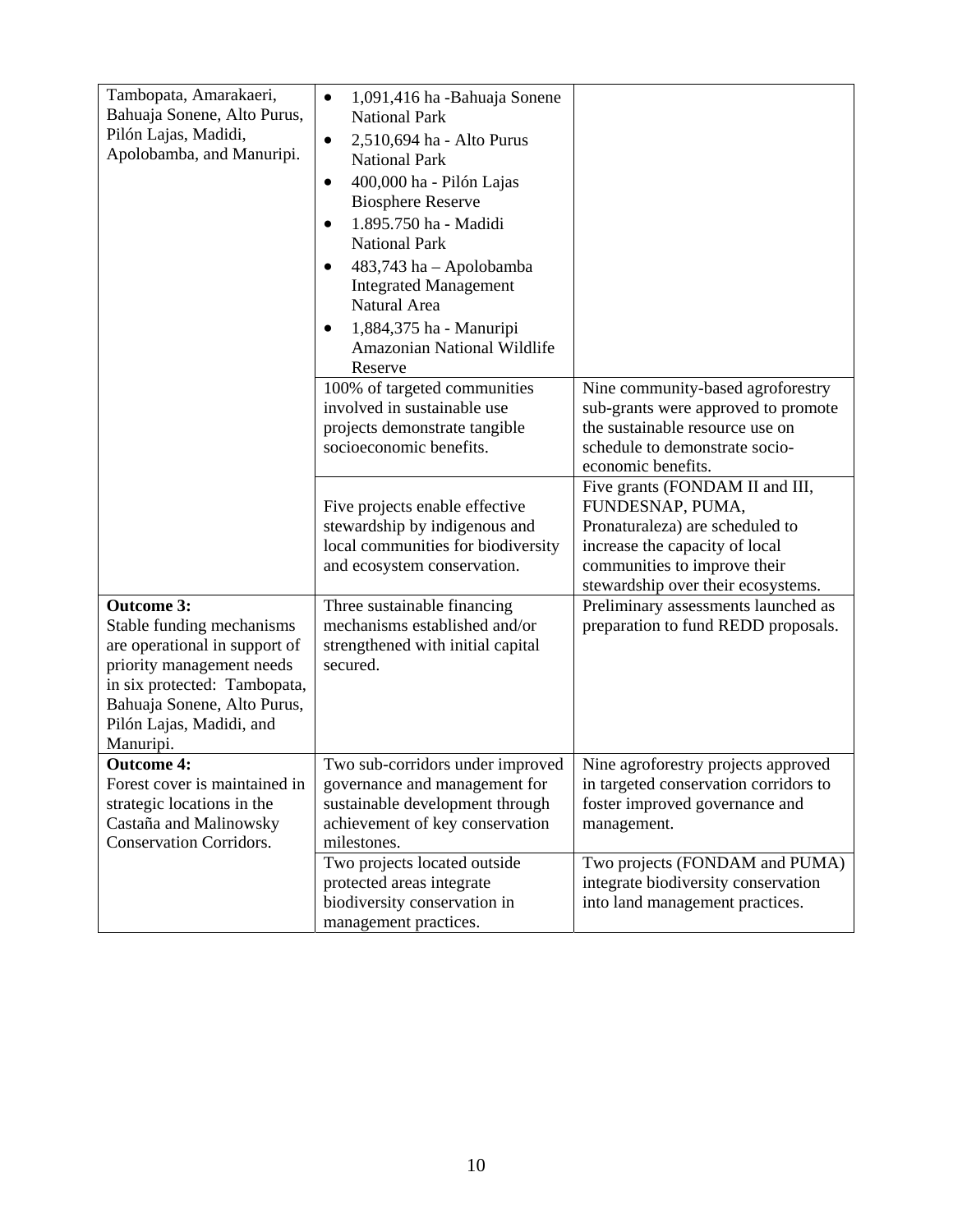| | | |
|---|---|---|
| Tambopata, Amarakaeri, Bahuaja Sonene, Alto Purus, Pilón Lajas, Madidi, Apolobamba, and Manuripi. | • 1,091,416 ha -Bahuaja Sonene National Park<br>• 2,510,694 ha - Alto Purus National Park<br>• 400,000 ha - Pilón Lajas Biosphere Reserve<br>• 1.895.750 ha - Madidi National Park<br>• 483,743 ha – Apolobamba Integrated Management Natural Area<br>• 1,884,375 ha - Manuripi Amazonian National Wildlife Reserve | |
| | 100% of targeted communities involved in sustainable use projects demonstrate tangible socioeconomic benefits. | Nine community-based agroforestry sub-grants were approved to promote the sustainable resource use on schedule to demonstrate socio-economic benefits. |
| | Five projects enable effective stewardship by indigenous and local communities for biodiversity and ecosystem conservation. | Five grants (FONDAM II and III, FUNDESNAP, PUMA, Pronaturaleza) are scheduled to increase the capacity of local communities to improve their stewardship over their ecosystems. |
| **Outcome 3:**<br>Stable funding mechanisms are operational in support of priority management needs in six protected: Tambopata, Bahuaja Sonene, Alto Purus, Pilón Lajas, Madidi, and Manuripi. | Three sustainable financing mechanisms established and/or strengthened with initial capital secured. | Preliminary assessments launched as preparation to fund REDD proposals. |
| **Outcome 4:**<br>Forest cover is maintained in strategic locations in the Castaña and Malinowsky Conservation Corridors. | Two sub-corridors under improved governance and management for sustainable development through achievement of key conservation milestones. | Nine agroforestry projects approved in targeted conservation corridors to foster improved governance and management. |
| | Two projects located outside protected areas integrate biodiversity conservation in management practices. | Two projects (FONDAM and PUMA) integrate biodiversity conservation into land management practices. |